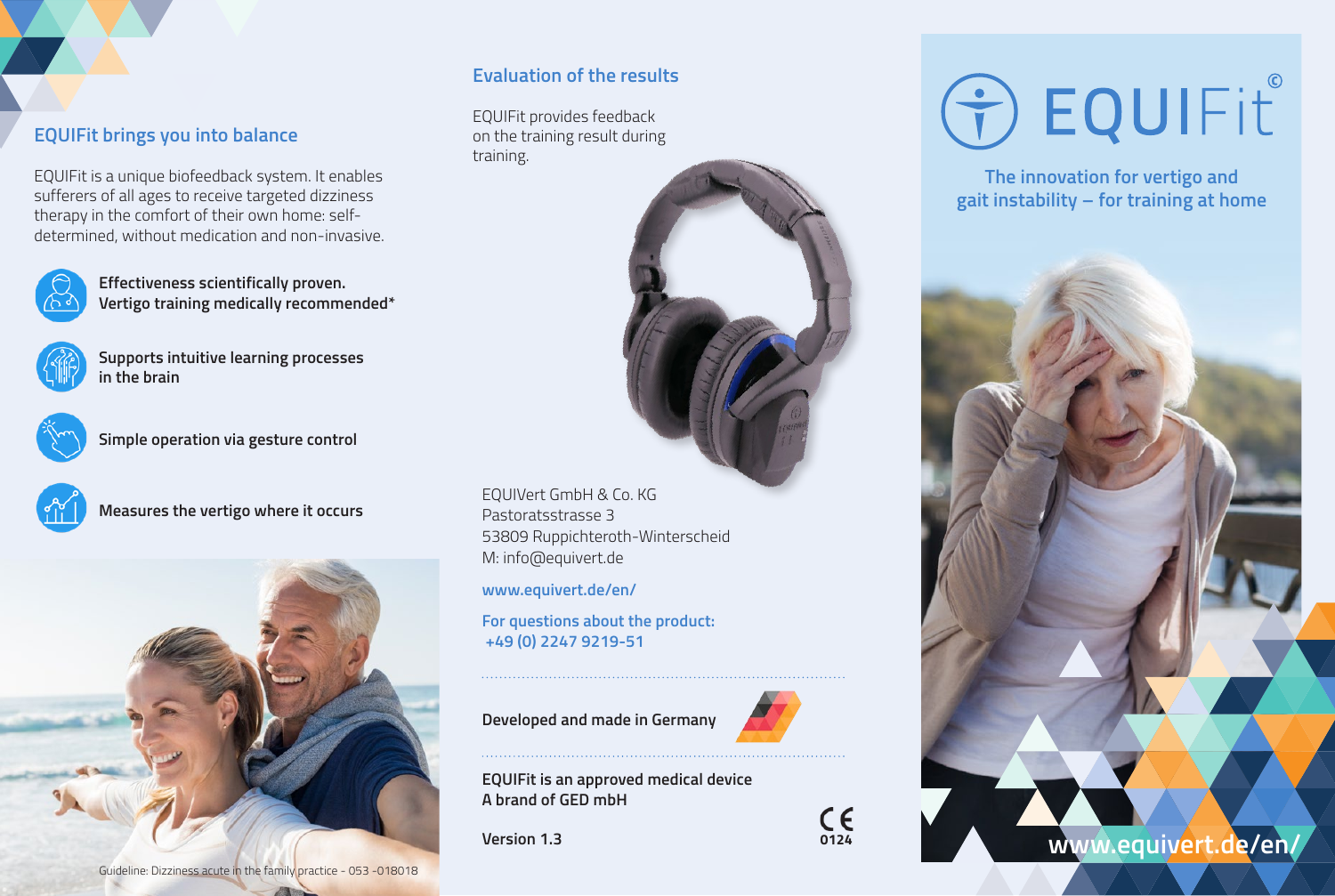## EQUIFit brings you into balance

EQUIFit is a unique biofeedback system. It enables sufferers of all ages to receive targeted dizziness therapy in the comfort of their own home: self-determined, without medication and non-invasive.

**Effectiveness scientifically proven. Vertigo training medically recommended***

**Supports intuitive learning processes in the brain**

**Simple operation via gesture control**

**Measures the vertigo where it occurs**

Guideline: Dizziness acute in the family practice - 053 -018018

## Evaluation of the results

EQUIFit provides feedback on the training result during training.

EQUIVert GmbH & Co. KG
Pastoratsstrasse 3
53809 Ruppichteroth-Winterscheid
M: info@equivert.de

www.equivert.de/en/

For questions about the product:
+49 (0) 2247 9219-51

**Developed and made in Germany**

**EQUIFit is an approved medical device**
**A brand of GED mbH**

**Version 1.3**

CE 0124

# EQUIFit©

## The innovation for vertigo and gait instability – for training at home

www.equivert.de/en/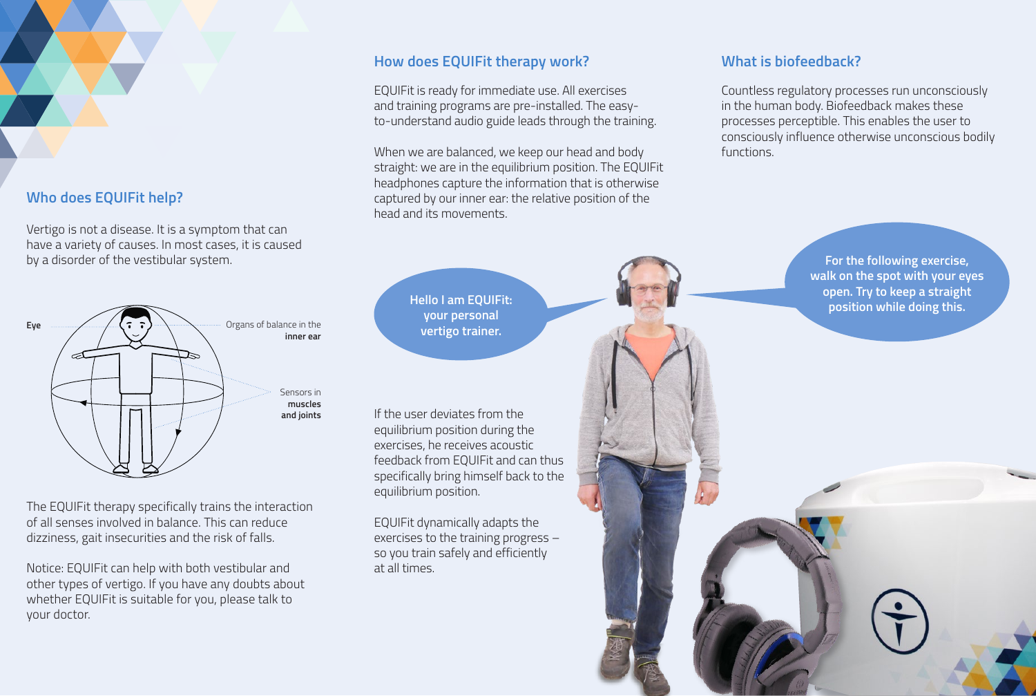## Who does EQUIFit help?

Vertigo is not a disease. It is a symptom that can have a variety of causes. In most cases, it is caused by a disorder of the vestibular system.

Eye

Organs of balance in the **inner ear**

Sensors in **muscles and joints**

The EQUIFit therapy specifically trains the interaction of all senses involved in balance. This can reduce dizziness, gait insecurities and the risk of falls.

Notice: EQUIFit can help with both vestibular and other types of vertigo. If you have any doubts about whether EQUIFit is suitable for you, please talk to your doctor.

## How does EQUIFit therapy work?

EQUIFit is ready for immediate use. All exercises and training programs are pre-installed. The easy-to-understand audio guide leads through the training.

When we are balanced, we keep our head and body straight: we are in the equilibrium position. The EQUIFit headphones capture the information that is otherwise captured by our inner ear: the relative position of the head and its movements.

**Hello I am EQUIFit: your personal vertigo trainer.**

If the user deviates from the equilibrium position during the exercises, he receives acoustic feedback from EQUIFit and can thus specifically bring himself back to the equilibrium position.

EQUIFit dynamically adapts the exercises to the training progress – so you train safely and efficiently at all times.

## What is biofeedback?

Countless regulatory processes run unconsciously in the human body. Biofeedback makes these processes perceptible. This enables the user to consciously influence otherwise unconscious bodily functions.

**For the following exercise, walk on the spot with your eyes open. Try to keep a straight position while doing this.**